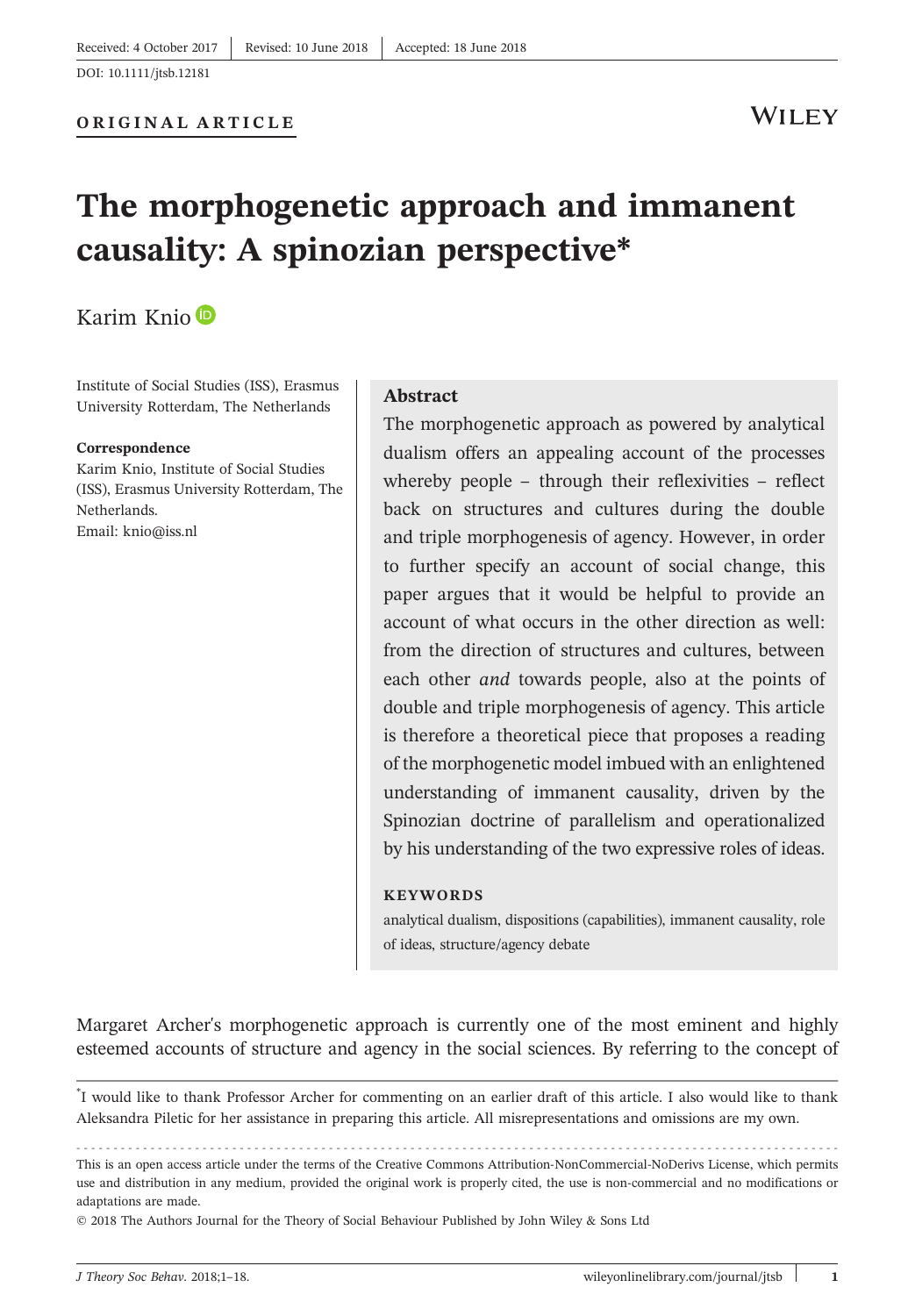Received: 4 October 2017 | Revised: 10 June 2018 | Accepted: 18 June 2018

DOI: 10.1111/jtsb.12181

**ORIGINAL ARTICLE**

# The morphogenetic approach and immanent causality: A spinozian perspective*

Karim Knio

Institute of Social Studies (ISS), Erasmus University Rotterdam, The Netherlands

**Correspondence**
Karim Knio, Institute of Social Studies (ISS), Erasmus University Rotterdam, The Netherlands.
Email: knio@iss.nl

## Abstract

The morphogenetic approach as powered by analytical dualism offers an appealing account of the processes whereby people – through their reflexivities – reflect back on structures and cultures during the double and triple morphogenesis of agency. However, in order to further specify an account of social change, this paper argues that it would be helpful to provide an account of what occurs in the other direction as well: from the direction of structures and cultures, between each other *and* towards people, also at the points of double and triple morphogenesis of agency. This article is therefore a theoretical piece that proposes a reading of the morphogenetic model imbued with an enlightened understanding of immanent causality, driven by the Spinozian doctrine of parallelism and operationalized by his understanding of the two expressive roles of ideas.

**KEYWORDS**

analytical dualism, dispositions (capabilities), immanent causality, role of ideas, structure/agency debate

Margaret Archer's morphogenetic approach is currently one of the most eminent and highly esteemed accounts of structure and agency in the social sciences. By referring to the concept of

---

*I would like to thank Professor Archer for commenting on an earlier draft of this article. I also would like to thank Aleksandra Piletic for her assistance in preparing this article. All misrepresentations and omissions are my own.

This is an open access article under the terms of the Creative Commons Attribution-NonCommercial-NoDerivs License, which permits use and distribution in any medium, provided the original work is properly cited, the use is non-commercial and no modifications or adaptations are made.

© 2018 The Authors Journal for the Theory of Social Behaviour Published by John Wiley & Sons Ltd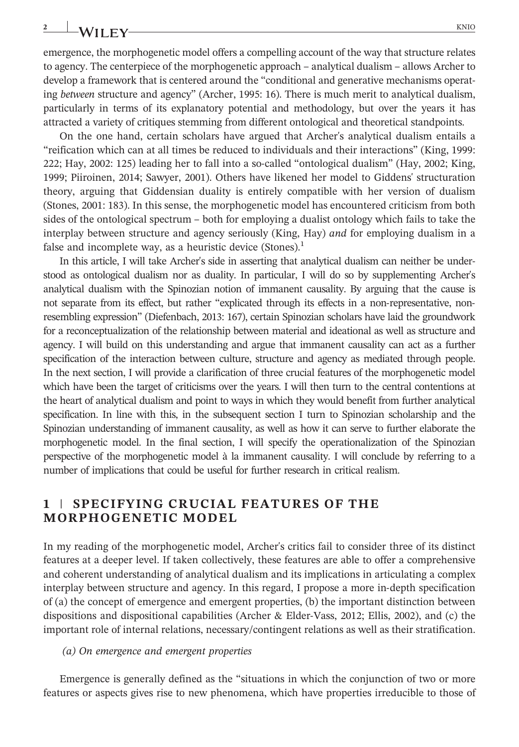emergence, the morphogenetic model offers a compelling account of the way that structure relates to agency. The centerpiece of the morphogenetic approach – analytical dualism – allows Archer to develop a framework that is centered around the "conditional and generative mechanisms operating *between* structure and agency" (Archer, 1995: 16). There is much merit to analytical dualism, particularly in terms of its explanatory potential and methodology, but over the years it has attracted a variety of critiques stemming from different ontological and theoretical standpoints.

On the one hand, certain scholars have argued that Archer's analytical dualism entails a "reification which can at all times be reduced to individuals and their interactions" (King, 1999: 222; Hay, 2002: 125) leading her to fall into a so-called "ontological dualism" (Hay, 2002; King, 1999; Piiroinen, 2014; Sawyer, 2001). Others have likened her model to Giddens' structuration theory, arguing that Giddensian duality is entirely compatible with her version of dualism (Stones, 2001: 183). In this sense, the morphogenetic model has encountered criticism from both sides of the ontological spectrum – both for employing a dualist ontology which fails to take the interplay between structure and agency seriously (King, Hay) *and* for employing dualism in a false and incomplete way, as a heuristic device (Stones).[1]

In this article, I will take Archer's side in asserting that analytical dualism can neither be understood as ontological dualism nor as duality. In particular, I will do so by supplementing Archer's analytical dualism with the Spinozian notion of immanent causality. By arguing that the cause is not separate from its effect, but rather "explicated through its effects in a non-representative, non-resembling expression" (Diefenbach, 2013: 167), certain Spinozian scholars have laid the groundwork for a reconceptualization of the relationship between material and ideational as well as structure and agency. I will build on this understanding and argue that immanent causality can act as a further specification of the interaction between culture, structure and agency as mediated through people. In the next section, I will provide a clarification of three crucial features of the morphogenetic model which have been the target of criticisms over the years. I will then turn to the central contentions at the heart of analytical dualism and point to ways in which they would benefit from further analytical specification. In line with this, in the subsequent section I turn to Spinozian scholarship and the Spinozian understanding of immanent causality, as well as how it can serve to further elaborate the morphogenetic model. In the final section, I will specify the operationalization of the Spinozian perspective of the morphogenetic model à la immanent causality. I will conclude by referring to a number of implications that could be useful for further research in critical realism.

## 1 | SPECIFYING CRUCIAL FEATURES OF THE MORPHOGENETIC MODEL

In my reading of the morphogenetic model, Archer's critics fail to consider three of its distinct features at a deeper level. If taken collectively, these features are able to offer a comprehensive and coherent understanding of analytical dualism and its implications in articulating a complex interplay between structure and agency. In this regard, I propose a more in-depth specification of (a) the concept of emergence and emergent properties, (b) the important distinction between dispositions and dispositional capabilities (Archer & Elder-Vass, 2012; Ellis, 2002), and (c) the important role of internal relations, necessary/contingent relations as well as their stratification.

*(a) On emergence and emergent properties*

Emergence is generally defined as the "situations in which the conjunction of two or more features or aspects gives rise to new phenomena, which have properties irreducible to those of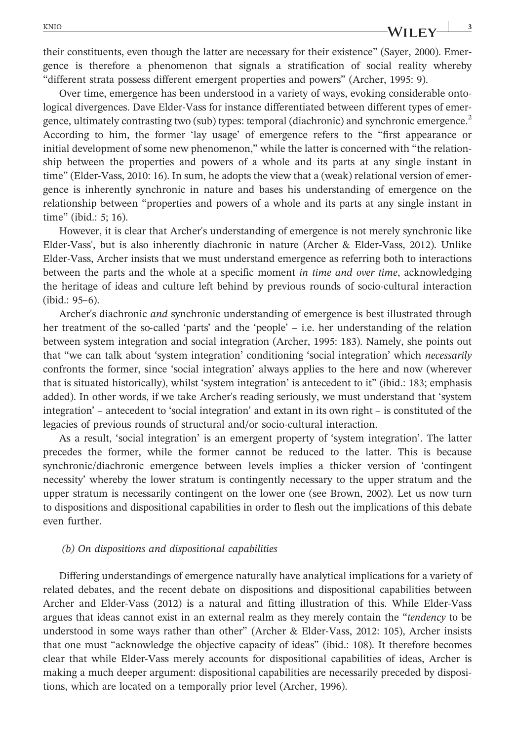their constituents, even though the latter are necessary for their existence" (Sayer, 2000). Emergence is therefore a phenomenon that signals a stratification of social reality whereby "different strata possess different emergent properties and powers" (Archer, 1995: 9).

Over time, emergence has been understood in a variety of ways, evoking considerable ontological divergences. Dave Elder-Vass for instance differentiated between different types of emergence, ultimately contrasting two (sub) types: temporal (diachronic) and synchronic emergence.[2] According to him, the former 'lay usage' of emergence refers to the "first appearance or initial development of some new phenomenon," while the latter is concerned with "the relationship between the properties and powers of a whole and its parts at any single instant in time" (Elder-Vass, 2010: 16). In sum, he adopts the view that a (weak) relational version of emergence is inherently synchronic in nature and bases his understanding of emergence on the relationship between "properties and powers of a whole and its parts at any single instant in time" (ibid.: 5; 16).

However, it is clear that Archer's understanding of emergence is not merely synchronic like Elder-Vass', but is also inherently diachronic in nature (Archer & Elder-Vass, 2012). Unlike Elder-Vass, Archer insists that we must understand emergence as referring both to interactions between the parts and the whole at a specific moment *in time and over time*, acknowledging the heritage of ideas and culture left behind by previous rounds of socio-cultural interaction (ibid.: 95–6).

Archer's diachronic *and* synchronic understanding of emergence is best illustrated through her treatment of the so-called 'parts' and the 'people' – i.e. her understanding of the relation between system integration and social integration (Archer, 1995: 183). Namely, she points out that "we can talk about 'system integration' conditioning 'social integration' which *necessarily* confronts the former, since 'social integration' always applies to the here and now (wherever that is situated historically), whilst 'system integration' is antecedent to it" (ibid.: 183; emphasis added). In other words, if we take Archer's reading seriously, we must understand that 'system integration' – antecedent to 'social integration' and extant in its own right – is constituted of the legacies of previous rounds of structural and/or socio-cultural interaction.

As a result, 'social integration' is an emergent property of 'system integration'. The latter precedes the former, while the former cannot be reduced to the latter. This is because synchronic/diachronic emergence between levels implies a thicker version of 'contingent necessity' whereby the lower stratum is contingently necessary to the upper stratum and the upper stratum is necessarily contingent on the lower one (see Brown, 2002). Let us now turn to dispositions and dispositional capabilities in order to flesh out the implications of this debate even further.

### *(b) On dispositions and dispositional capabilities*

Differing understandings of emergence naturally have analytical implications for a variety of related debates, and the recent debate on dispositions and dispositional capabilities between Archer and Elder-Vass (2012) is a natural and fitting illustration of this. While Elder-Vass argues that ideas cannot exist in an external realm as they merely contain the "*tendency* to be understood in some ways rather than other" (Archer & Elder-Vass, 2012: 105), Archer insists that one must "acknowledge the objective capacity of ideas" (ibid.: 108). It therefore becomes clear that while Elder-Vass merely accounts for dispositional capabilities of ideas, Archer is making a much deeper argument: dispositional capabilities are necessarily preceded by dispositions, which are located on a temporally prior level (Archer, 1996).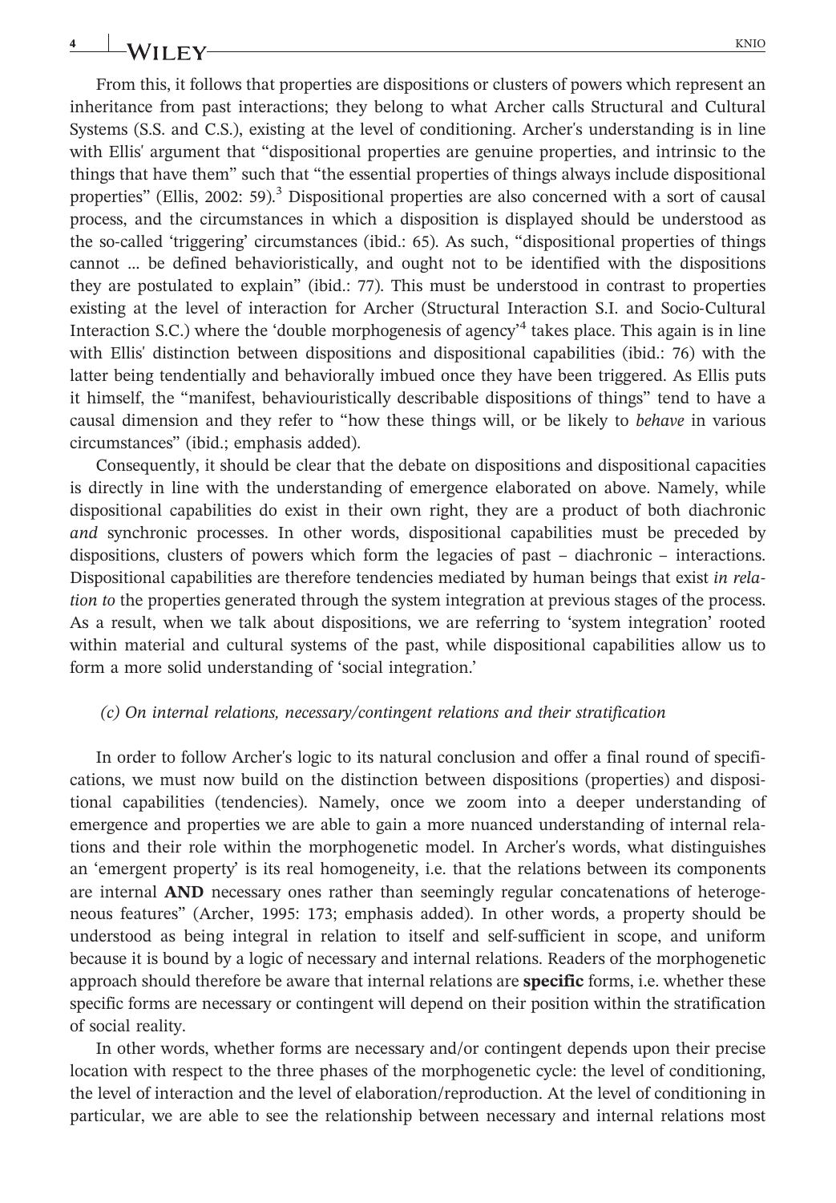From this, it follows that properties are dispositions or clusters of powers which represent an inheritance from past interactions; they belong to what Archer calls Structural and Cultural Systems (S.S. and C.S.), existing at the level of conditioning. Archer's understanding is in line with Ellis' argument that "dispositional properties are genuine properties, and intrinsic to the things that have them" such that "the essential properties of things always include dispositional properties" (Ellis, 2002: 59).[3] Dispositional properties are also concerned with a sort of causal process, and the circumstances in which a disposition is displayed should be understood as the so-called 'triggering' circumstances (ibid.: 65). As such, "dispositional properties of things cannot ... be defined behavioristically, and ought not to be identified with the dispositions they are postulated to explain" (ibid.: 77). This must be understood in contrast to properties existing at the level of interaction for Archer (Structural Interaction S.I. and Socio-Cultural Interaction S.C.) where the 'double morphogenesis of agency'[4] takes place. This again is in line with Ellis' distinction between dispositions and dispositional capabilities (ibid.: 76) with the latter being tendentially and behaviorally imbued once they have been triggered. As Ellis puts it himself, the "manifest, behaviouristically describable dispositions of things" tend to have a causal dimension and they refer to "how these things will, or be likely to *behave* in various circumstances" (ibid.; emphasis added).

Consequently, it should be clear that the debate on dispositions and dispositional capacities is directly in line with the understanding of emergence elaborated on above. Namely, while dispositional capabilities do exist in their own right, they are a product of both diachronic *and* synchronic processes. In other words, dispositional capabilities must be preceded by dispositions, clusters of powers which form the legacies of past – diachronic – interactions. Dispositional capabilities are therefore tendencies mediated by human beings that exist *in relation to* the properties generated through the system integration at previous stages of the process. As a result, when we talk about dispositions, we are referring to 'system integration' rooted within material and cultural systems of the past, while dispositional capabilities allow us to form a more solid understanding of 'social integration.'

### *(c) On internal relations, necessary/contingent relations and their stratification*

In order to follow Archer's logic to its natural conclusion and offer a final round of specifications, we must now build on the distinction between dispositions (properties) and dispositional capabilities (tendencies). Namely, once we zoom into a deeper understanding of emergence and properties we are able to gain a more nuanced understanding of internal relations and their role within the morphogenetic model. In Archer's words, what distinguishes an 'emergent property' is its real homogeneity, i.e. that the relations between its components are internal **AND** necessary ones rather than seemingly regular concatenations of heterogeneous features" (Archer, 1995: 173; emphasis added). In other words, a property should be understood as being integral in relation to itself and self-sufficient in scope, and uniform because it is bound by a logic of necessary and internal relations. Readers of the morphogenetic approach should therefore be aware that internal relations are **specific** forms, i.e. whether these specific forms are necessary or contingent will depend on their position within the stratification of social reality.

In other words, whether forms are necessary and/or contingent depends upon their precise location with respect to the three phases of the morphogenetic cycle: the level of conditioning, the level of interaction and the level of elaboration/reproduction. At the level of conditioning in particular, we are able to see the relationship between necessary and internal relations most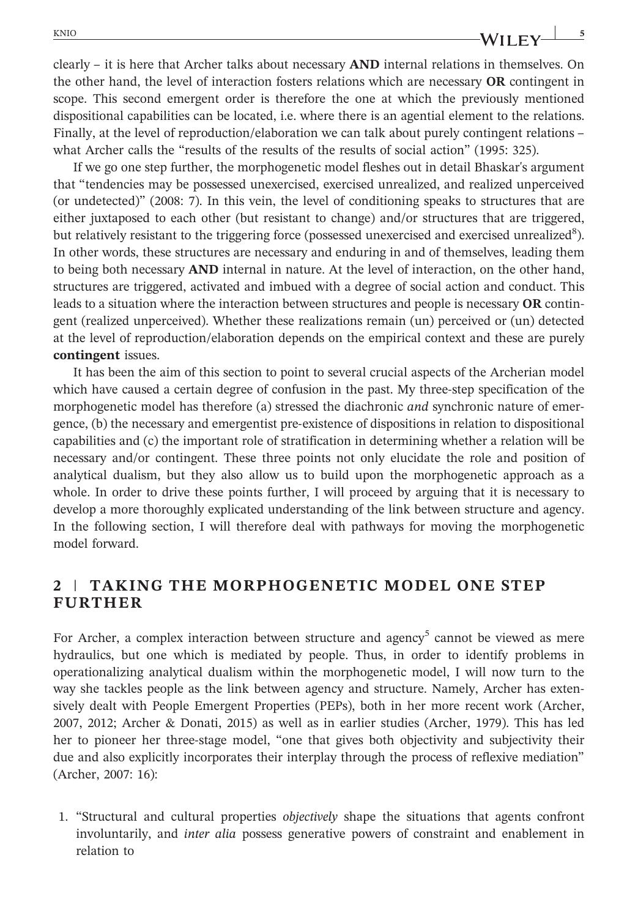clearly – it is here that Archer talks about necessary **AND** internal relations in themselves. On the other hand, the level of interaction fosters relations which are necessary **OR** contingent in scope. This second emergent order is therefore the one at which the previously mentioned dispositional capabilities can be located, i.e. where there is an agential element to the relations. Finally, at the level of reproduction/elaboration we can talk about purely contingent relations – what Archer calls the "results of the results of the results of social action" (1995: 325).

If we go one step further, the morphogenetic model fleshes out in detail Bhaskar's argument that "tendencies may be possessed unexercised, exercised unrealized, and realized unperceived (or undetected)" (2008: 7). In this vein, the level of conditioning speaks to structures that are either juxtaposed to each other (but resistant to change) and/or structures that are triggered, but relatively resistant to the triggering force (possessed unexercised and exercised unrealized[8]). In other words, these structures are necessary and enduring in and of themselves, leading them to being both necessary **AND** internal in nature. At the level of interaction, on the other hand, structures are triggered, activated and imbued with a degree of social action and conduct. This leads to a situation where the interaction between structures and people is necessary **OR** contingent (realized unperceived). Whether these realizations remain (un) perceived or (un) detected at the level of reproduction/elaboration depends on the empirical context and these are purely **contingent** issues.

It has been the aim of this section to point to several crucial aspects of the Archerian model which have caused a certain degree of confusion in the past. My three-step specification of the morphogenetic model has therefore (a) stressed the diachronic *and* synchronic nature of emergence, (b) the necessary and emergentist pre-existence of dispositions in relation to dispositional capabilities and (c) the important role of stratification in determining whether a relation will be necessary and/or contingent. These three points not only elucidate the role and position of analytical dualism, but they also allow us to build upon the morphogenetic approach as a whole. In order to drive these points further, I will proceed by arguing that it is necessary to develop a more thoroughly explicated understanding of the link between structure and agency. In the following section, I will therefore deal with pathways for moving the morphogenetic model forward.

## 2 | TAKING THE MORPHOGENETIC MODEL ONE STEP FURTHER

For Archer, a complex interaction between structure and agency[5] cannot be viewed as mere hydraulics, but one which is mediated by people. Thus, in order to identify problems in operationalizing analytical dualism within the morphogenetic model, I will now turn to the way she tackles people as the link between agency and structure. Namely, Archer has extensively dealt with People Emergent Properties (PEPs), both in her more recent work (Archer, 2007, 2012; Archer & Donati, 2015) as well as in earlier studies (Archer, 1979). This has led her to pioneer her three-stage model, "one that gives both objectivity and subjectivity their due and also explicitly incorporates their interplay through the process of reflexive mediation" (Archer, 2007: 16):

1. "Structural and cultural properties *objectively* shape the situations that agents confront involuntarily, and *inter alia* possess generative powers of constraint and enablement in relation to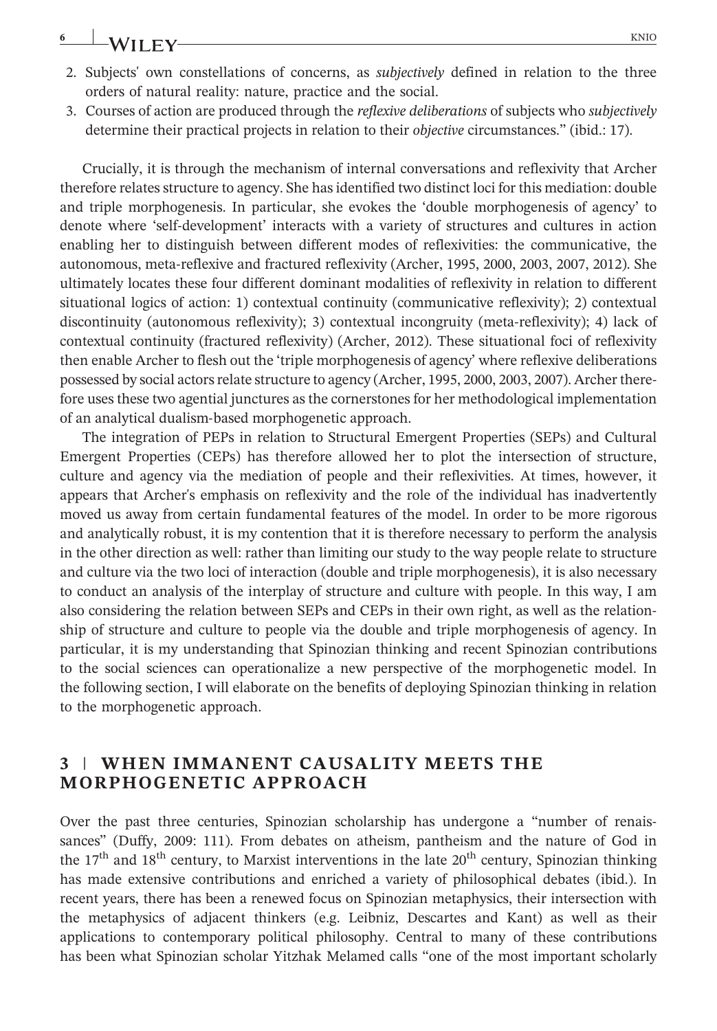2. Subjects' own constellations of concerns, as *subjectively* defined in relation to the three orders of natural reality: nature, practice and the social.
3. Courses of action are produced through the *reflexive deliberations* of subjects who *subjectively* determine their practical projects in relation to their *objective* circumstances." (ibid.: 17).

Crucially, it is through the mechanism of internal conversations and reflexivity that Archer therefore relates structure to agency. She has identified two distinct loci for this mediation: double and triple morphogenesis. In particular, she evokes the 'double morphogenesis of agency' to denote where 'self-development' interacts with a variety of structures and cultures in action enabling her to distinguish between different modes of reflexivities: the communicative, the autonomous, meta-reflexive and fractured reflexivity (Archer, 1995, 2000, 2003, 2007, 2012). She ultimately locates these four different dominant modalities of reflexivity in relation to different situational logics of action: 1) contextual continuity (communicative reflexivity); 2) contextual discontinuity (autonomous reflexivity); 3) contextual incongruity (meta-reflexivity); 4) lack of contextual continuity (fractured reflexivity) (Archer, 2012). These situational foci of reflexivity then enable Archer to flesh out the 'triple morphogenesis of agency' where reflexive deliberations possessed by social actors relate structure to agency (Archer, 1995, 2000, 2003, 2007). Archer therefore uses these two agential junctures as the cornerstones for her methodological implementation of an analytical dualism-based morphogenetic approach.

The integration of PEPs in relation to Structural Emergent Properties (SEPs) and Cultural Emergent Properties (CEPs) has therefore allowed her to plot the intersection of structure, culture and agency via the mediation of people and their reflexivities. At times, however, it appears that Archer's emphasis on reflexivity and the role of the individual has inadvertently moved us away from certain fundamental features of the model. In order to be more rigorous and analytically robust, it is my contention that it is therefore necessary to perform the analysis in the other direction as well: rather than limiting our study to the way people relate to structure and culture via the two loci of interaction (double and triple morphogenesis), it is also necessary to conduct an analysis of the interplay of structure and culture with people. In this way, I am also considering the relation between SEPs and CEPs in their own right, as well as the relationship of structure and culture to people via the double and triple morphogenesis of agency. In particular, it is my understanding that Spinozian thinking and recent Spinozian contributions to the social sciences can operationalize a new perspective of the morphogenetic model. In the following section, I will elaborate on the benefits of deploying Spinozian thinking in relation to the morphogenetic approach.

## 3 | WHEN IMMANENT CAUSALITY MEETS THE MORPHOGENETIC APPROACH

Over the past three centuries, Spinozian scholarship has undergone a "number of renaissances" (Duffy, 2009: 111). From debates on atheism, pantheism and the nature of God in the 17th and 18th century, to Marxist interventions in the late 20th century, Spinozian thinking has made extensive contributions and enriched a variety of philosophical debates (ibid.). In recent years, there has been a renewed focus on Spinozian metaphysics, their intersection with the metaphysics of adjacent thinkers (e.g. Leibniz, Descartes and Kant) as well as their applications to contemporary political philosophy. Central to many of these contributions has been what Spinozian scholar Yitzhak Melamed calls "one of the most important scholarly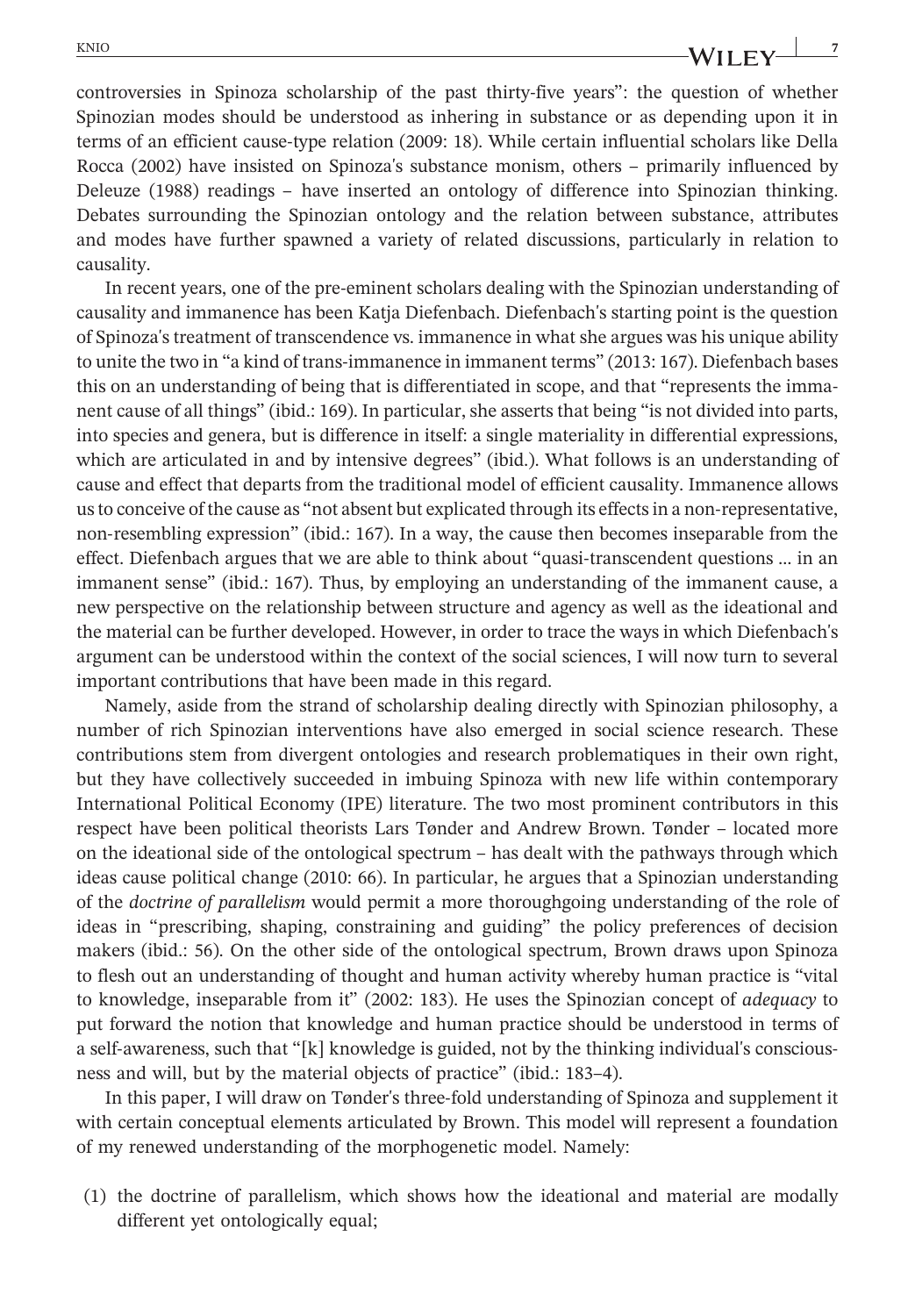controversies in Spinoza scholarship of the past thirty-five years": the question of whether Spinozian modes should be understood as inhering in substance or as depending upon it in terms of an efficient cause-type relation (2009: 18). While certain influential scholars like Della Rocca (2002) have insisted on Spinoza's substance monism, others – primarily influenced by Deleuze (1988) readings – have inserted an ontology of difference into Spinozian thinking. Debates surrounding the Spinozian ontology and the relation between substance, attributes and modes have further spawned a variety of related discussions, particularly in relation to causality.

In recent years, one of the pre-eminent scholars dealing with the Spinozian understanding of causality and immanence has been Katja Diefenbach. Diefenbach's starting point is the question of Spinoza's treatment of transcendence vs. immanence in what she argues was his unique ability to unite the two in "a kind of trans-immanence in immanent terms" (2013: 167). Diefenbach bases this on an understanding of being that is differentiated in scope, and that "represents the immanent cause of all things" (ibid.: 169). In particular, she asserts that being "is not divided into parts, into species and genera, but is difference in itself: a single materiality in differential expressions, which are articulated in and by intensive degrees" (ibid.). What follows is an understanding of cause and effect that departs from the traditional model of efficient causality. Immanence allows us to conceive of the cause as "not absent but explicated through its effects in a non-representative, non-resembling expression" (ibid.: 167). In a way, the cause then becomes inseparable from the effect. Diefenbach argues that we are able to think about "quasi-transcendent questions ... in an immanent sense" (ibid.: 167). Thus, by employing an understanding of the immanent cause, a new perspective on the relationship between structure and agency as well as the ideational and the material can be further developed. However, in order to trace the ways in which Diefenbach's argument can be understood within the context of the social sciences, I will now turn to several important contributions that have been made in this regard.

Namely, aside from the strand of scholarship dealing directly with Spinozian philosophy, a number of rich Spinozian interventions have also emerged in social science research. These contributions stem from divergent ontologies and research problematiques in their own right, but they have collectively succeeded in imbuing Spinoza with new life within contemporary International Political Economy (IPE) literature. The two most prominent contributors in this respect have been political theorists Lars Tønder and Andrew Brown. Tønder – located more on the ideational side of the ontological spectrum – has dealt with the pathways through which ideas cause political change (2010: 66). In particular, he argues that a Spinozian understanding of the *doctrine of parallelism* would permit a more thoroughgoing understanding of the role of ideas in "prescribing, shaping, constraining and guiding" the policy preferences of decision makers (ibid.: 56). On the other side of the ontological spectrum, Brown draws upon Spinoza to flesh out an understanding of thought and human activity whereby human practice is "vital to knowledge, inseparable from it" (2002: 183). He uses the Spinozian concept of *adequacy* to put forward the notion that knowledge and human practice should be understood in terms of a self-awareness, such that "[k] knowledge is guided, not by the thinking individual's consciousness and will, but by the material objects of practice" (ibid.: 183–4).

In this paper, I will draw on Tønder's three-fold understanding of Spinoza and supplement it with certain conceptual elements articulated by Brown. This model will represent a foundation of my renewed understanding of the morphogenetic model. Namely:

(1) the doctrine of parallelism, which shows how the ideational and material are modally different yet ontologically equal;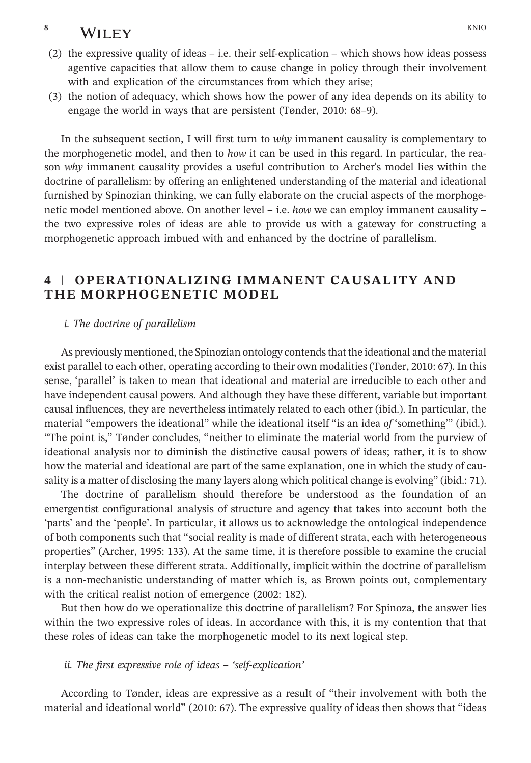(2) the expressive quality of ideas – i.e. their self-explication – which shows how ideas possess agentive capacities that allow them to cause change in policy through their involvement with and explication of the circumstances from which they arise;

(3) the notion of adequacy, which shows how the power of any idea depends on its ability to engage the world in ways that are persistent (Tønder, 2010: 68–9).

In the subsequent section, I will first turn to *why* immanent causality is complementary to the morphogenetic model, and then to *how* it can be used in this regard. In particular, the reason *why* immanent causality provides a useful contribution to Archer's model lies within the doctrine of parallelism: by offering an enlightened understanding of the material and ideational furnished by Spinozian thinking, we can fully elaborate on the crucial aspects of the morphogenetic model mentioned above. On another level – i.e. *how* we can employ immanent causality – the two expressive roles of ideas are able to provide us with a gateway for constructing a morphogenetic approach imbued with and enhanced by the doctrine of parallelism.

## 4 | OPERATIONALIZING IMMANENT CAUSALITY AND THE MORPHOGENETIC MODEL

### *i. The doctrine of parallelism*

As previously mentioned, the Spinozian ontology contends that the ideational and the material exist parallel to each other, operating according to their own modalities (Tønder, 2010: 67). In this sense, 'parallel' is taken to mean that ideational and material are irreducible to each other and have independent causal powers. And although they have these different, variable but important causal influences, they are nevertheless intimately related to each other (ibid.). In particular, the material "empowers the ideational" while the ideational itself "is an idea *of* 'something'" (ibid.). "The point is," Tønder concludes, "neither to eliminate the material world from the purview of ideational analysis nor to diminish the distinctive causal powers of ideas; rather, it is to show how the material and ideational are part of the same explanation, one in which the study of causality is a matter of disclosing the many layers along which political change is evolving" (ibid.: 71).

The doctrine of parallelism should therefore be understood as the foundation of an emergentist configurational analysis of structure and agency that takes into account both the 'parts' and the 'people'. In particular, it allows us to acknowledge the ontological independence of both components such that "social reality is made of different strata, each with heterogeneous properties" (Archer, 1995: 133). At the same time, it is therefore possible to examine the crucial interplay between these different strata. Additionally, implicit within the doctrine of parallelism is a non-mechanistic understanding of matter which is, as Brown points out, complementary with the critical realist notion of emergence (2002: 182).

But then how do we operationalize this doctrine of parallelism? For Spinoza, the answer lies within the two expressive roles of ideas. In accordance with this, it is my contention that that these roles of ideas can take the morphogenetic model to its next logical step.

### *ii. The first expressive role of ideas – 'self-explication'*

According to Tønder, ideas are expressive as a result of "their involvement with both the material and ideational world" (2010: 67). The expressive quality of ideas then shows that "ideas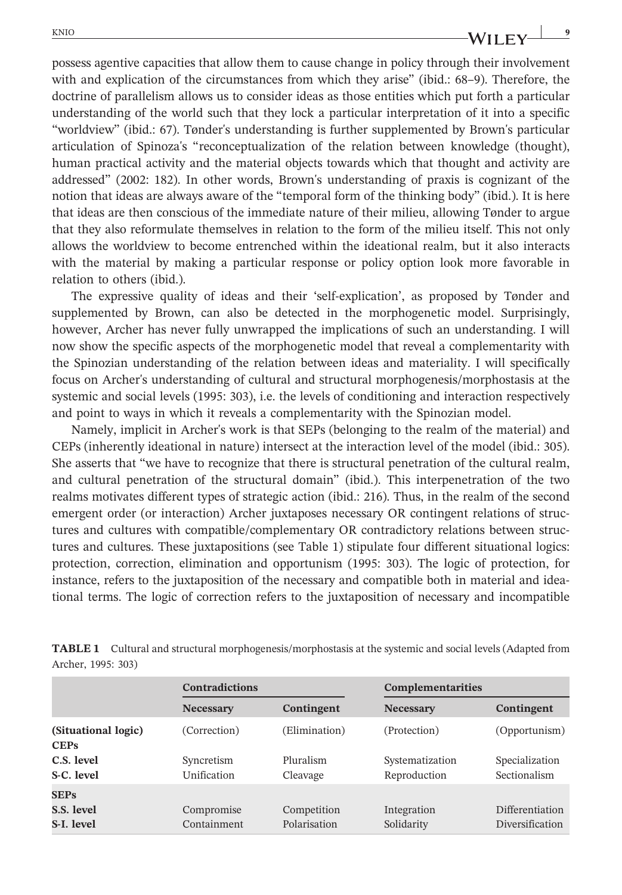possess agentive capacities that allow them to cause change in policy through their involvement with and explication of the circumstances from which they arise" (ibid.: 68–9). Therefore, the doctrine of parallelism allows us to consider ideas as those entities which put forth a particular understanding of the world such that they lock a particular interpretation of it into a specific "worldview" (ibid.: 67). Tønder's understanding is further supplemented by Brown's particular articulation of Spinoza's "reconceptualization of the relation between knowledge (thought), human practical activity and the material objects towards which that thought and activity are addressed" (2002: 182). In other words, Brown's understanding of praxis is cognizant of the notion that ideas are always aware of the "temporal form of the thinking body" (ibid.). It is here that ideas are then conscious of the immediate nature of their milieu, allowing Tønder to argue that they also reformulate themselves in relation to the form of the milieu itself. This not only allows the worldview to become entrenched within the ideational realm, but it also interacts with the material by making a particular response or policy option look more favorable in relation to others (ibid.).

The expressive quality of ideas and their 'self-explication', as proposed by Tønder and supplemented by Brown, can also be detected in the morphogenetic model. Surprisingly, however, Archer has never fully unwrapped the implications of such an understanding. I will now show the specific aspects of the morphogenetic model that reveal a complementarity with the Spinozian understanding of the relation between ideas and materiality. I will specifically focus on Archer's understanding of cultural and structural morphogenesis/morphostasis at the systemic and social levels (1995: 303), i.e. the levels of conditioning and interaction respectively and point to ways in which it reveals a complementarity with the Spinozian model.

Namely, implicit in Archer's work is that SEPs (belonging to the realm of the material) and CEPs (inherently ideational in nature) intersect at the interaction level of the model (ibid.: 305). She asserts that "we have to recognize that there is structural penetration of the cultural realm, and cultural penetration of the structural domain" (ibid.). This interpenetration of the two realms motivates different types of strategic action (ibid.: 216). Thus, in the realm of the second emergent order (or interaction) Archer juxtaposes necessary OR contingent relations of structures and cultures with compatible/complementary OR contradictory relations between structures and cultures. These juxtapositions (see Table 1) stipulate four different situational logics: protection, correction, elimination and opportunism (1995: 303). The logic of protection, for instance, refers to the juxtaposition of the necessary and compatible both in material and ideational terms. The logic of correction refers to the juxtaposition of necessary and incompatible

**TABLE 1** Cultural and structural morphogenesis/morphostasis at the systemic and social levels (Adapted from Archer, 1995: 303)

| | **Contradictions** | | **Complementarities** | |
|---|---|---|---|---|
| | **Necessary** | **Contingent** | **Necessary** | **Contingent** |
| **(Situational logic)** | (Correction) | (Elimination) | (Protection) | (Opportunism) |
| **CEPs** | | | | |
| **C.S. level** | Syncretism | Pluralism | Systematization | Specialization |
| **S-C. level** | Unification | Cleavage | Reproduction | Sectionalism |
| **SEPs** | | | | |
| **S.S. level** | Compromise | Competition | Integration | Differentiation |
| **S-I. level** | Containment | Polarisation | Solidarity | Diversification |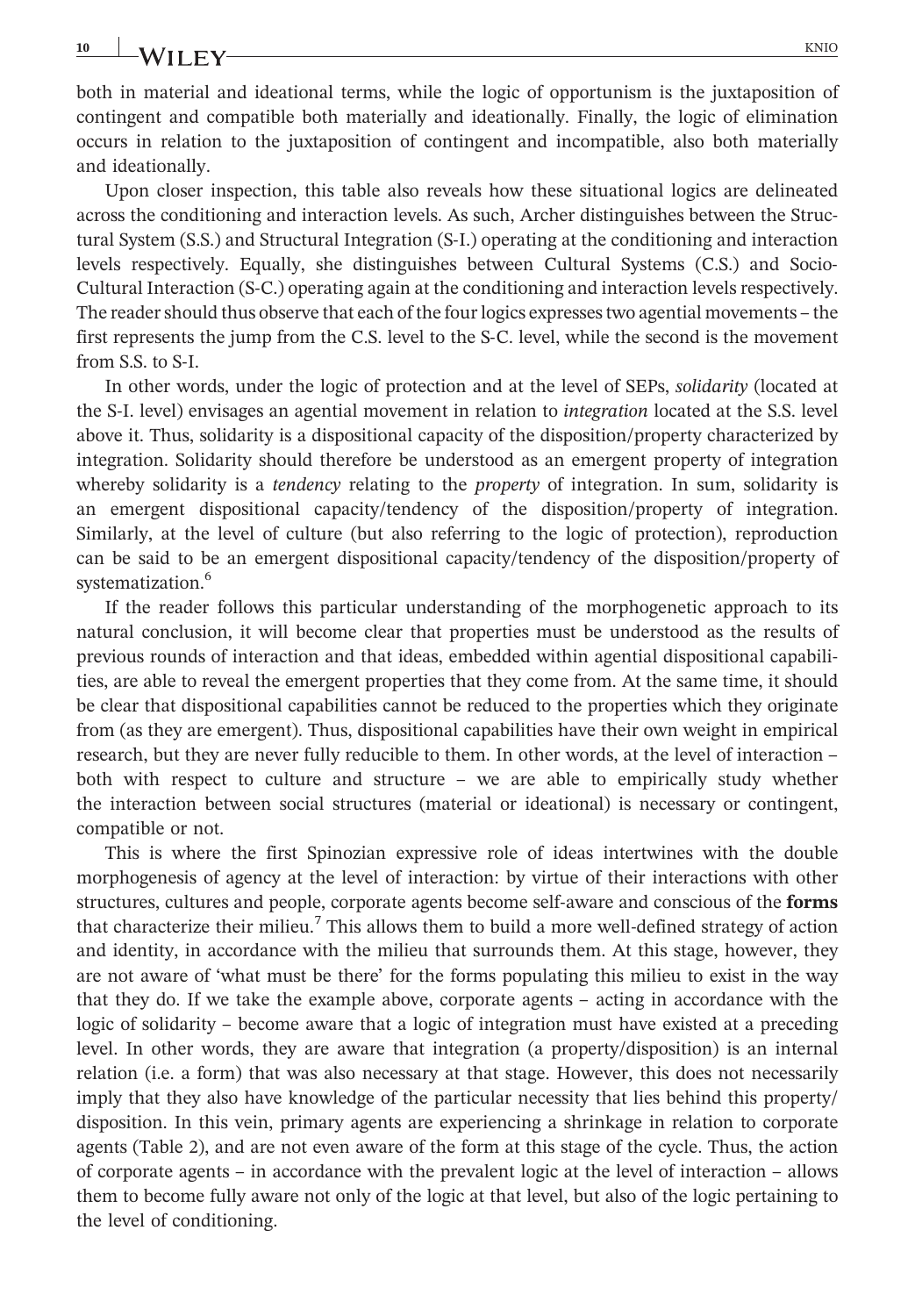both in material and ideational terms, while the logic of opportunism is the juxtaposition of contingent and compatible both materially and ideationally. Finally, the logic of elimination occurs in relation to the juxtaposition of contingent and incompatible, also both materially and ideationally.

Upon closer inspection, this table also reveals how these situational logics are delineated across the conditioning and interaction levels. As such, Archer distinguishes between the Structural System (S.S.) and Structural Integration (S-I.) operating at the conditioning and interaction levels respectively. Equally, she distinguishes between Cultural Systems (C.S.) and Socio-Cultural Interaction (S-C.) operating again at the conditioning and interaction levels respectively. The reader should thus observe that each of the four logics expresses two agential movements – the first represents the jump from the C.S. level to the S-C. level, while the second is the movement from S.S. to S-I.

In other words, under the logic of protection and at the level of SEPs, *solidarity* (located at the S-I. level) envisages an agential movement in relation to *integration* located at the S.S. level above it. Thus, solidarity is a dispositional capacity of the disposition/property characterized by integration. Solidarity should therefore be understood as an emergent property of integration whereby solidarity is a *tendency* relating to the *property* of integration. In sum, solidarity is an emergent dispositional capacity/tendency of the disposition/property of integration. Similarly, at the level of culture (but also referring to the logic of protection), reproduction can be said to be an emergent dispositional capacity/tendency of the disposition/property of systematization.[6]

If the reader follows this particular understanding of the morphogenetic approach to its natural conclusion, it will become clear that properties must be understood as the results of previous rounds of interaction and that ideas, embedded within agential dispositional capabilities, are able to reveal the emergent properties that they come from. At the same time, it should be clear that dispositional capabilities cannot be reduced to the properties which they originate from (as they are emergent). Thus, dispositional capabilities have their own weight in empirical research, but they are never fully reducible to them. In other words, at the level of interaction – both with respect to culture and structure – we are able to empirically study whether the interaction between social structures (material or ideational) is necessary or contingent, compatible or not.

This is where the first Spinozian expressive role of ideas intertwines with the double morphogenesis of agency at the level of interaction: by virtue of their interactions with other structures, cultures and people, corporate agents become self-aware and conscious of the **forms** that characterize their milieu.[7] This allows them to build a more well-defined strategy of action and identity, in accordance with the milieu that surrounds them. At this stage, however, they are not aware of 'what must be there' for the forms populating this milieu to exist in the way that they do. If we take the example above, corporate agents – acting in accordance with the logic of solidarity – become aware that a logic of integration must have existed at a preceding level. In other words, they are aware that integration (a property/disposition) is an internal relation (i.e. a form) that was also necessary at that stage. However, this does not necessarily imply that they also have knowledge of the particular necessity that lies behind this property/disposition. In this vein, primary agents are experiencing a shrinkage in relation to corporate agents (Table 2), and are not even aware of the form at this stage of the cycle. Thus, the action of corporate agents – in accordance with the prevalent logic at the level of interaction – allows them to become fully aware not only of the logic at that level, but also of the logic pertaining to the level of conditioning.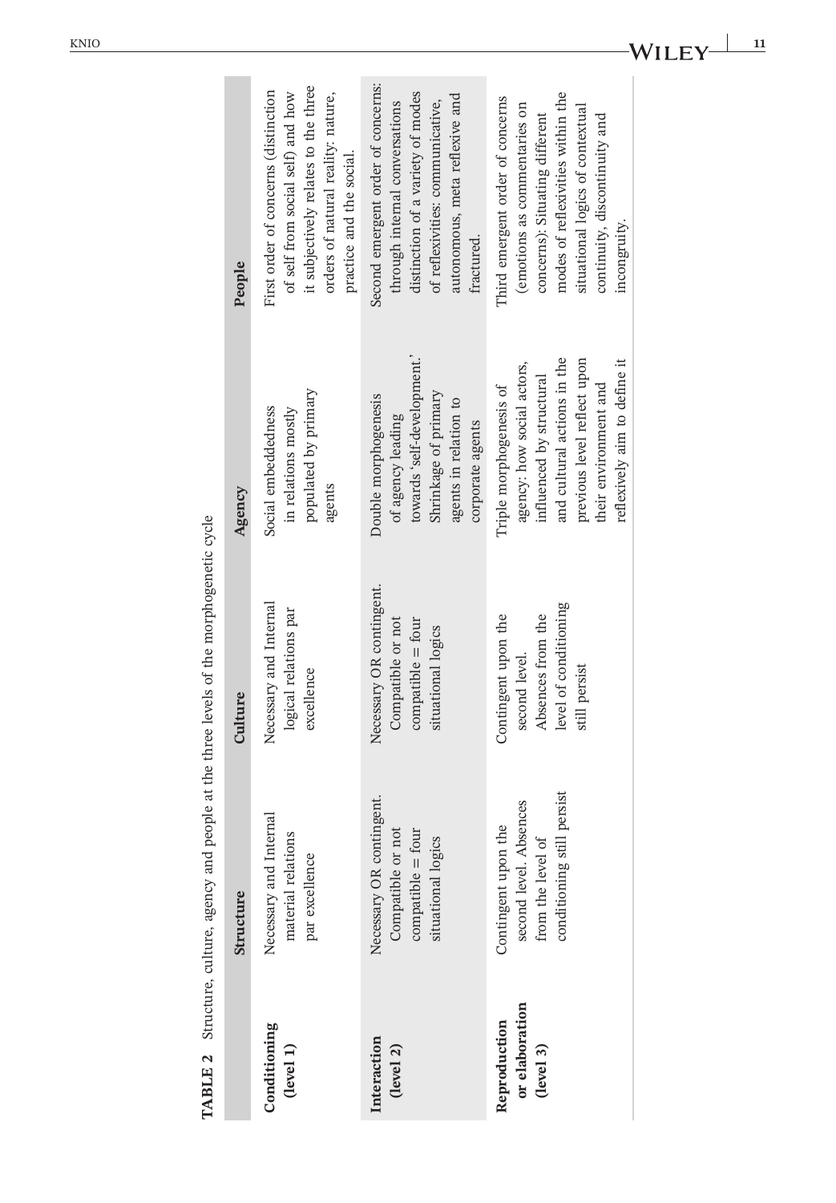**TABLE 2** Structure, culture, agency and people at the three levels of the morphogenetic cycle

| | Structure | Culture | Agency | People |
|---|---|---|---|---|
| **Conditioning (level 1)** | Necessary and Internal material relations par excellence | Necessary and Internal logical relations par excellence | Social embeddedness in relations mostly populated by primary agents | First order of concerns (distinction of self from social self) and how it subjectively relates to the three orders of natural reality: nature, practice and the social. |
| **Interaction (level 2)** | Necessary OR contingent. Compatible or not compatible = four situational logics | Necessary OR contingent. Compatible or not compatible = four situational logics | Double morphogenesis of agency leading towards 'self-development.' Shrinkage of primary agents in relation to corporate agents | Second emergent order of concerns: through internal conversations distinction of a variety of modes of reflexivities: communicative, autonomous, meta reflexive and fractured. |
| **Reproduction or elaboration (level 3)** | Contingent upon the second level. Absences from the level of conditioning still persist | Contingent upon the second level. Absences from the level of conditioning still persist | Triple morphogenesis of agency: how social actors, influenced by structural and cultural actions in the previous level reflect upon their environment and reflexively aim to define it | Third emergent order of concerns (emotions as commentaries on concerns): Situating different modes of reflexivities within the situational logics of contextual continuity, discontinuity and incongruity. |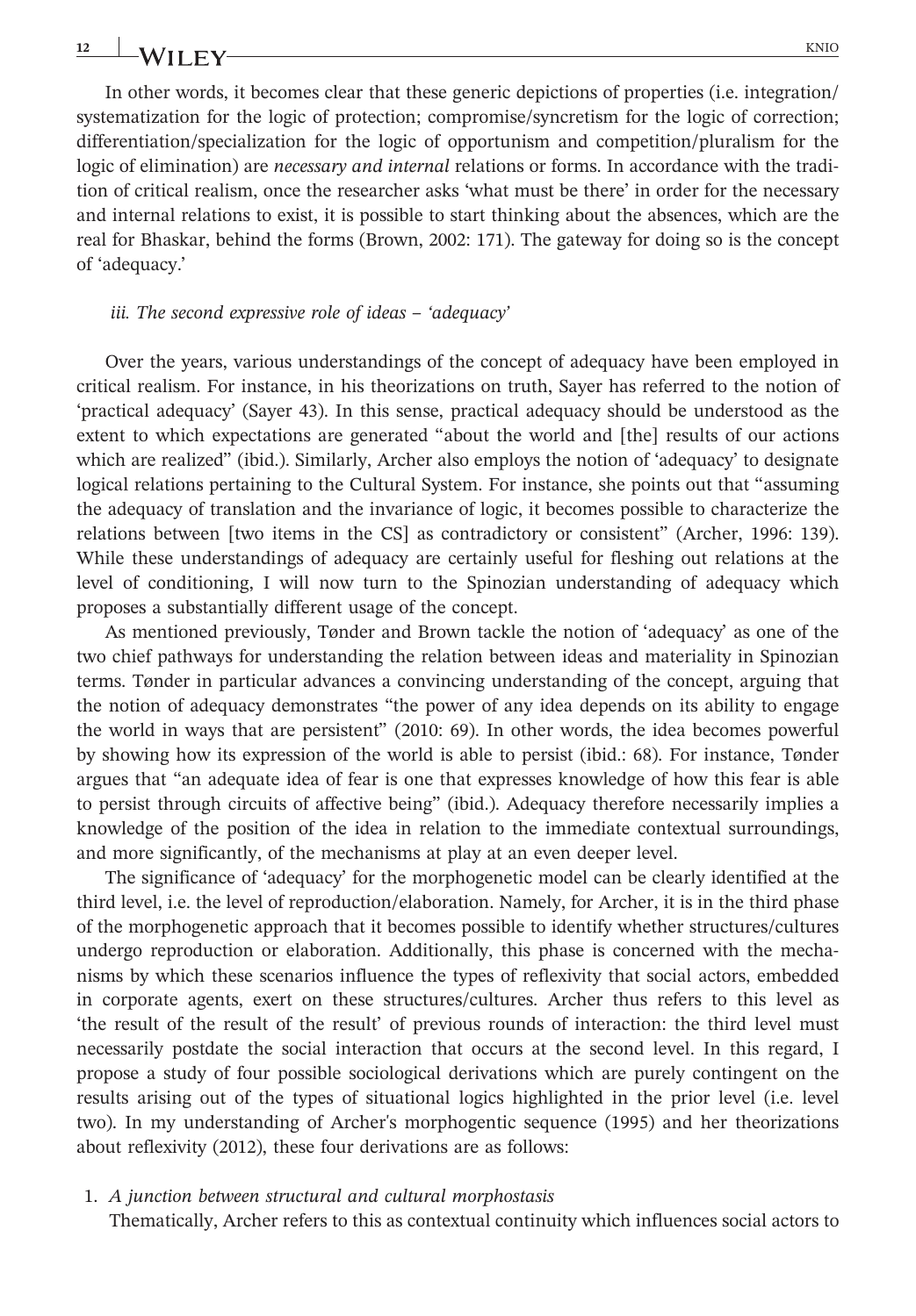In other words, it becomes clear that these generic depictions of properties (i.e. integration/systematization for the logic of protection; compromise/syncretism for the logic of correction; differentiation/specialization for the logic of opportunism and competition/pluralism for the logic of elimination) are *necessary and internal* relations or forms. In accordance with the tradition of critical realism, once the researcher asks 'what must be there' in order for the necessary and internal relations to exist, it is possible to start thinking about the absences, which are the real for Bhaskar, behind the forms (Brown, 2002: 171). The gateway for doing so is the concept of 'adequacy.'

*iii. The second expressive role of ideas – 'adequacy'*

Over the years, various understandings of the concept of adequacy have been employed in critical realism. For instance, in his theorizations on truth, Sayer has referred to the notion of 'practical adequacy' (Sayer 43). In this sense, practical adequacy should be understood as the extent to which expectations are generated "about the world and [the] results of our actions which are realized" (ibid.). Similarly, Archer also employs the notion of 'adequacy' to designate logical relations pertaining to the Cultural System. For instance, she points out that "assuming the adequacy of translation and the invariance of logic, it becomes possible to characterize the relations between [two items in the CS] as contradictory or consistent" (Archer, 1996: 139). While these understandings of adequacy are certainly useful for fleshing out relations at the level of conditioning, I will now turn to the Spinozian understanding of adequacy which proposes a substantially different usage of the concept.

As mentioned previously, Tønder and Brown tackle the notion of 'adequacy' as one of the two chief pathways for understanding the relation between ideas and materiality in Spinozian terms. Tønder in particular advances a convincing understanding of the concept, arguing that the notion of adequacy demonstrates "the power of any idea depends on its ability to engage the world in ways that are persistent" (2010: 69). In other words, the idea becomes powerful by showing how its expression of the world is able to persist (ibid.: 68). For instance, Tønder argues that "an adequate idea of fear is one that expresses knowledge of how this fear is able to persist through circuits of affective being" (ibid.). Adequacy therefore necessarily implies a knowledge of the position of the idea in relation to the immediate contextual surroundings, and more significantly, of the mechanisms at play at an even deeper level.

The significance of 'adequacy' for the morphogenetic model can be clearly identified at the third level, i.e. the level of reproduction/elaboration. Namely, for Archer, it is in the third phase of the morphogenetic approach that it becomes possible to identify whether structures/cultures undergo reproduction or elaboration. Additionally, this phase is concerned with the mechanisms by which these scenarios influence the types of reflexivity that social actors, embedded in corporate agents, exert on these structures/cultures. Archer thus refers to this level as 'the result of the result of the result' of previous rounds of interaction: the third level must necessarily postdate the social interaction that occurs at the second level. In this regard, I propose a study of four possible sociological derivations which are purely contingent on the results arising out of the types of situational logics highlighted in the prior level (i.e. level two). In my understanding of Archer's morphogentic sequence (1995) and her theorizations about reflexivity (2012), these four derivations are as follows:

1. *A junction between structural and cultural morphostasis*
   Thematically, Archer refers to this as contextual continuity which influences social actors to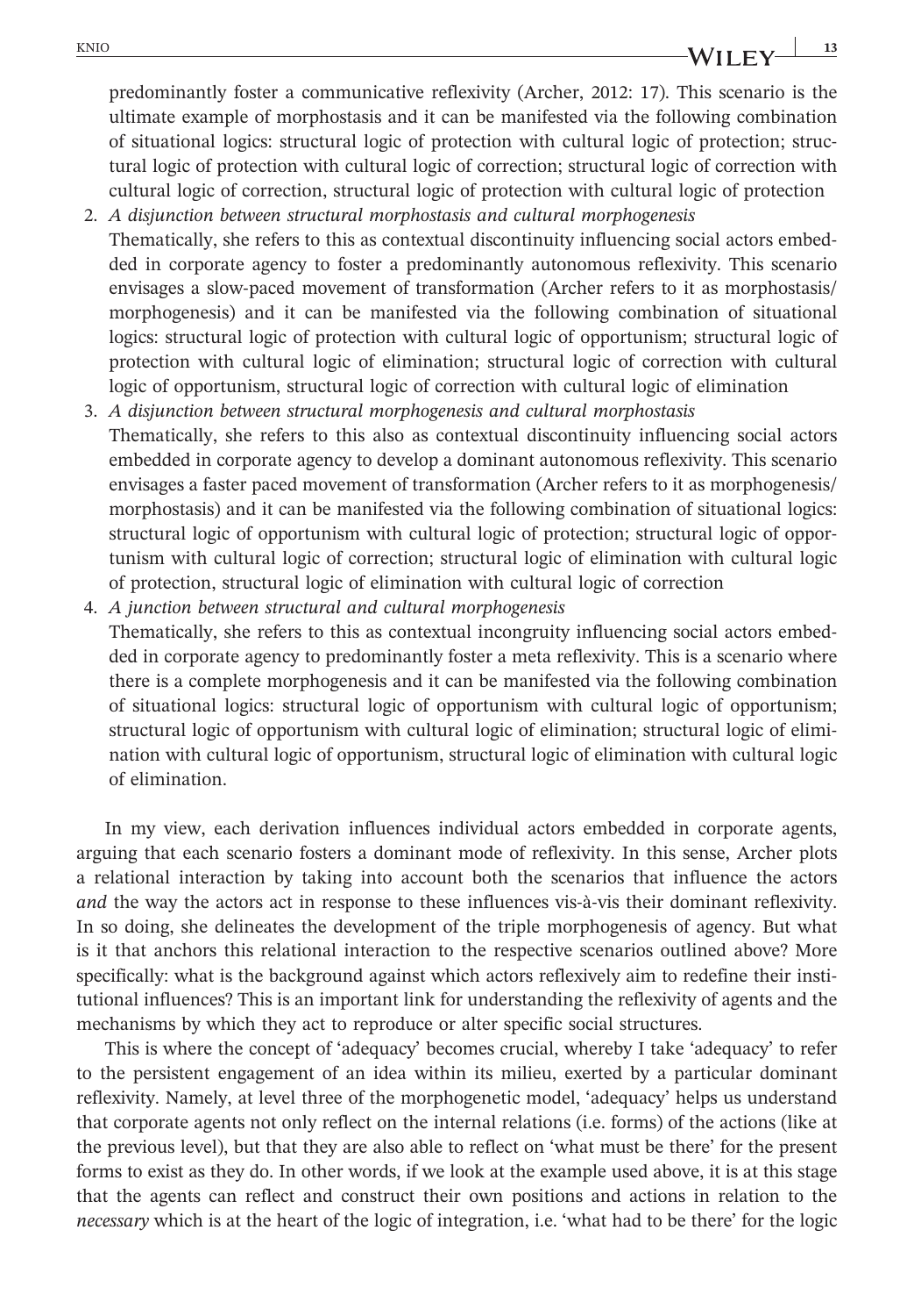predominantly foster a communicative reflexivity (Archer, 2012: 17). This scenario is the ultimate example of morphostasis and it can be manifested via the following combination of situational logics: structural logic of protection with cultural logic of protection; structural logic of protection with cultural logic of correction; structural logic of correction with cultural logic of correction, structural logic of protection with cultural logic of protection

2. *A disjunction between structural morphostasis and cultural morphogenesis*
   Thematically, she refers to this as contextual discontinuity influencing social actors embedded in corporate agency to foster a predominantly autonomous reflexivity. This scenario envisages a slow-paced movement of transformation (Archer refers to it as morphostasis/morphogenesis) and it can be manifested via the following combination of situational logics: structural logic of protection with cultural logic of opportunism; structural logic of protection with cultural logic of elimination; structural logic of correction with cultural logic of opportunism, structural logic of correction with cultural logic of elimination
3. *A disjunction between structural morphogenesis and cultural morphostasis*
   Thematically, she refers to this also as contextual discontinuity influencing social actors embedded in corporate agency to develop a dominant autonomous reflexivity. This scenario envisages a faster paced movement of transformation (Archer refers to it as morphogenesis/morphostasis) and it can be manifested via the following combination of situational logics: structural logic of opportunism with cultural logic of protection; structural logic of opportunism with cultural logic of correction; structural logic of elimination with cultural logic of protection, structural logic of elimination with cultural logic of correction
4. *A junction between structural and cultural morphogenesis*
   Thematically, she refers to this as contextual incongruity influencing social actors embedded in corporate agency to predominantly foster a meta reflexivity. This is a scenario where there is a complete morphogenesis and it can be manifested via the following combination of situational logics: structural logic of opportunism with cultural logic of opportunism; structural logic of opportunism with cultural logic of elimination; structural logic of elimination with cultural logic of opportunism, structural logic of elimination with cultural logic of elimination.

In my view, each derivation influences individual actors embedded in corporate agents, arguing that each scenario fosters a dominant mode of reflexivity. In this sense, Archer plots a relational interaction by taking into account both the scenarios that influence the actors *and* the way the actors act in response to these influences vis-à-vis their dominant reflexivity. In so doing, she delineates the development of the triple morphogenesis of agency. But what is it that anchors this relational interaction to the respective scenarios outlined above? More specifically: what is the background against which actors reflexively aim to redefine their institutional influences? This is an important link for understanding the reflexivity of agents and the mechanisms by which they act to reproduce or alter specific social structures.

This is where the concept of 'adequacy' becomes crucial, whereby I take 'adequacy' to refer to the persistent engagement of an idea within its milieu, exerted by a particular dominant reflexivity. Namely, at level three of the morphogenetic model, 'adequacy' helps us understand that corporate agents not only reflect on the internal relations (i.e. forms) of the actions (like at the previous level), but that they are also able to reflect on 'what must be there' for the present forms to exist as they do. In other words, if we look at the example used above, it is at this stage that the agents can reflect and construct their own positions and actions in relation to the *necessary* which is at the heart of the logic of integration, i.e. 'what had to be there' for the logic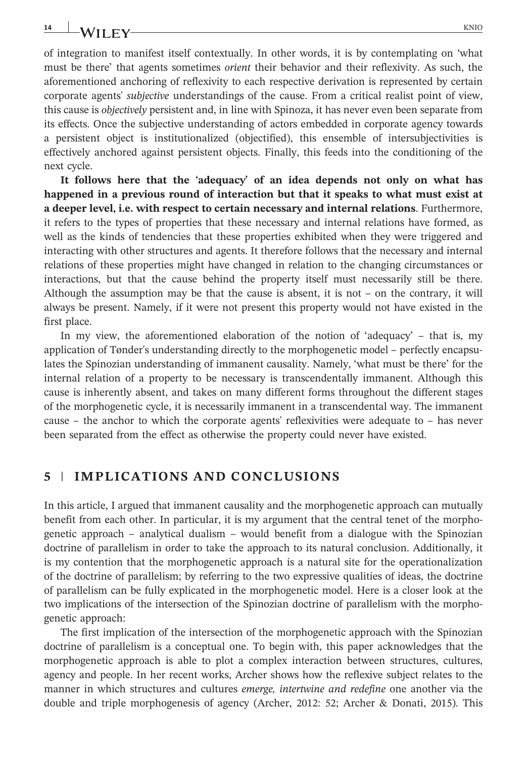of integration to manifest itself contextually. In other words, it is by contemplating on 'what must be there' that agents sometimes *orient* their behavior and their reflexivity. As such, the aforementioned anchoring of reflexivity to each respective derivation is represented by certain corporate agents' *subjective* understandings of the cause. From a critical realist point of view, this cause is *objectively* persistent and, in line with Spinoza, it has never even been separate from its effects. Once the subjective understanding of actors embedded in corporate agency towards a persistent object is institutionalized (objectified), this ensemble of intersubjectivities is effectively anchored against persistent objects. Finally, this feeds into the conditioning of the next cycle.

**It follows here that the 'adequacy' of an idea depends not only on what has happened in a previous round of interaction but that it speaks to what must exist at a deeper level, i.e. with respect to certain necessary and internal relations**. Furthermore, it refers to the types of properties that these necessary and internal relations have formed, as well as the kinds of tendencies that these properties exhibited when they were triggered and interacting with other structures and agents. It therefore follows that the necessary and internal relations of these properties might have changed in relation to the changing circumstances or interactions, but that the cause behind the property itself must necessarily still be there. Although the assumption may be that the cause is absent, it is not – on the contrary, it will always be present. Namely, if it were not present this property would not have existed in the first place.

In my view, the aforementioned elaboration of the notion of 'adequacy' – that is, my application of Tønder's understanding directly to the morphogenetic model – perfectly encapsulates the Spinozian understanding of immanent causality. Namely, 'what must be there' for the internal relation of a property to be necessary is transcendentally immanent. Although this cause is inherently absent, and takes on many different forms throughout the different stages of the morphogenetic cycle, it is necessarily immanent in a transcendental way. The immanent cause – the anchor to which the corporate agents' reflexivities were adequate to – has never been separated from the effect as otherwise the property could never have existed.

## 5 | IMPLICATIONS AND CONCLUSIONS

In this article, I argued that immanent causality and the morphogenetic approach can mutually benefit from each other. In particular, it is my argument that the central tenet of the morphogenetic approach – analytical dualism – would benefit from a dialogue with the Spinozian doctrine of parallelism in order to take the approach to its natural conclusion. Additionally, it is my contention that the morphogenetic approach is a natural site for the operationalization of the doctrine of parallelism; by referring to the two expressive qualities of ideas, the doctrine of parallelism can be fully explicated in the morphogenetic model. Here is a closer look at the two implications of the intersection of the Spinozian doctrine of parallelism with the morphogenetic approach:

The first implication of the intersection of the morphogenetic approach with the Spinozian doctrine of parallelism is a conceptual one. To begin with, this paper acknowledges that the morphogenetic approach is able to plot a complex interaction between structures, cultures, agency and people. In her recent works, Archer shows how the reflexive subject relates to the manner in which structures and cultures *emerge, intertwine and redefine* one another via the double and triple morphogenesis of agency (Archer, 2012: 52; Archer & Donati, 2015). This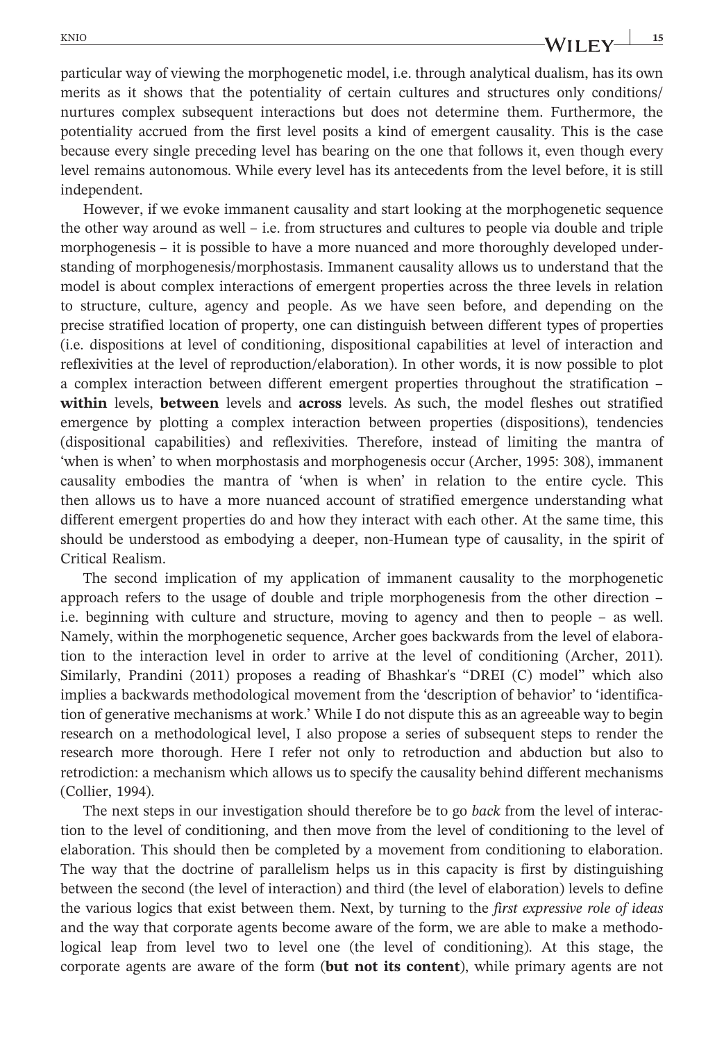particular way of viewing the morphogenetic model, i.e. through analytical dualism, has its own merits as it shows that the potentiality of certain cultures and structures only conditions/nurtures complex subsequent interactions but does not determine them. Furthermore, the potentiality accrued from the first level posits a kind of emergent causality. This is the case because every single preceding level has bearing on the one that follows it, even though every level remains autonomous. While every level has its antecedents from the level before, it is still independent.

However, if we evoke immanent causality and start looking at the morphogenetic sequence the other way around as well – i.e. from structures and cultures to people via double and triple morphogenesis – it is possible to have a more nuanced and more thoroughly developed understanding of morphogenesis/morphostasis. Immanent causality allows us to understand that the model is about complex interactions of emergent properties across the three levels in relation to structure, culture, agency and people. As we have seen before, and depending on the precise stratified location of property, one can distinguish between different types of properties (i.e. dispositions at level of conditioning, dispositional capabilities at level of interaction and reflexivities at the level of reproduction/elaboration). In other words, it is now possible to plot a complex interaction between different emergent properties throughout the stratification – **within** levels, **between** levels and **across** levels. As such, the model fleshes out stratified emergence by plotting a complex interaction between properties (dispositions), tendencies (dispositional capabilities) and reflexivities. Therefore, instead of limiting the mantra of 'when is when' to when morphostasis and morphogenesis occur (Archer, 1995: 308), immanent causality embodies the mantra of 'when is when' in relation to the entire cycle. This then allows us to have a more nuanced account of stratified emergence understanding what different emergent properties do and how they interact with each other. At the same time, this should be understood as embodying a deeper, non-Humean type of causality, in the spirit of Critical Realism.

The second implication of my application of immanent causality to the morphogenetic approach refers to the usage of double and triple morphogenesis from the other direction – i.e. beginning with culture and structure, moving to agency and then to people – as well. Namely, within the morphogenetic sequence, Archer goes backwards from the level of elaboration to the interaction level in order to arrive at the level of conditioning (Archer, 2011). Similarly, Prandini (2011) proposes a reading of Bhashkar's "DREI (C) model" which also implies a backwards methodological movement from the 'description of behavior' to 'identification of generative mechanisms at work.' While I do not dispute this as an agreeable way to begin research on a methodological level, I also propose a series of subsequent steps to render the research more thorough. Here I refer not only to retroduction and abduction but also to retrodiction: a mechanism which allows us to specify the causality behind different mechanisms (Collier, 1994).

The next steps in our investigation should therefore be to go *back* from the level of interaction to the level of conditioning, and then move from the level of conditioning to the level of elaboration. This should then be completed by a movement from conditioning to elaboration. The way that the doctrine of parallelism helps us in this capacity is first by distinguishing between the second (the level of interaction) and third (the level of elaboration) levels to define the various logics that exist between them. Next, by turning to the *first expressive role of ideas* and the way that corporate agents become aware of the form, we are able to make a methodological leap from level two to level one (the level of conditioning). At this stage, the corporate agents are aware of the form (**but not its content**), while primary agents are not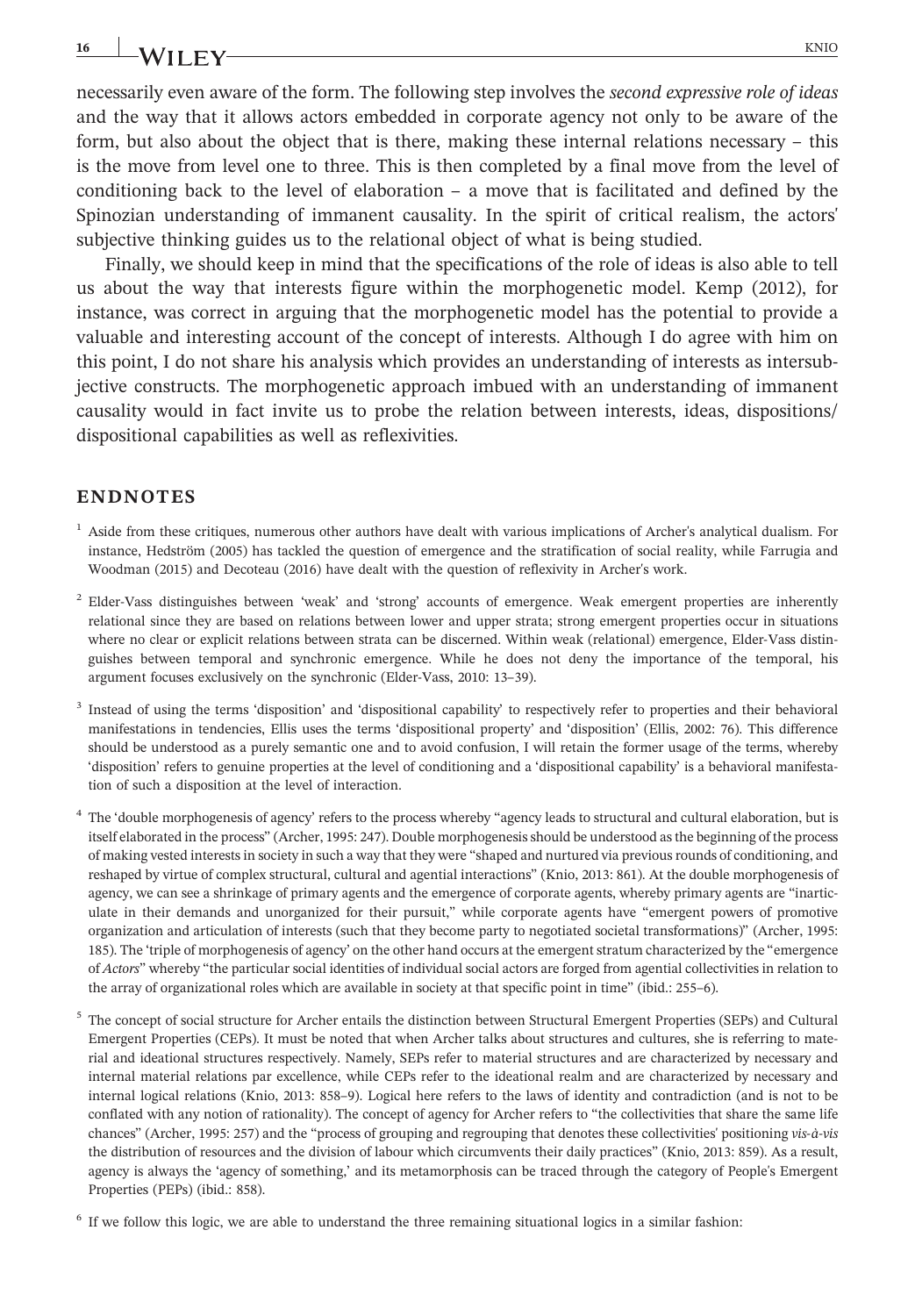necessarily even aware of the form. The following step involves the *second expressive role of ideas* and the way that it allows actors embedded in corporate agency not only to be aware of the form, but also about the object that is there, making these internal relations necessary – this is the move from level one to three. This is then completed by a final move from the level of conditioning back to the level of elaboration – a move that is facilitated and defined by the Spinozian understanding of immanent causality. In the spirit of critical realism, the actors' subjective thinking guides us to the relational object of what is being studied.

Finally, we should keep in mind that the specifications of the role of ideas is also able to tell us about the way that interests figure within the morphogenetic model. Kemp (2012), for instance, was correct in arguing that the morphogenetic model has the potential to provide a valuable and interesting account of the concept of interests. Although I do agree with him on this point, I do not share his analysis which provides an understanding of interests as intersubjective constructs. The morphogenetic approach imbued with an understanding of immanent causality would in fact invite us to probe the relation between interests, ideas, dispositions/dispositional capabilities as well as reflexivities.

## ENDNOTES

[1] Aside from these critiques, numerous other authors have dealt with various implications of Archer's analytical dualism. For instance, Hedström (2005) has tackled the question of emergence and the stratification of social reality, while Farrugia and Woodman (2015) and Decoteau (2016) have dealt with the question of reflexivity in Archer's work.

[2] Elder-Vass distinguishes between 'weak' and 'strong' accounts of emergence. Weak emergent properties are inherently relational since they are based on relations between lower and upper strata; strong emergent properties occur in situations where no clear or explicit relations between strata can be discerned. Within weak (relational) emergence, Elder-Vass distinguishes between temporal and synchronic emergence. While he does not deny the importance of the temporal, his argument focuses exclusively on the synchronic (Elder-Vass, 2010: 13–39).

[3] Instead of using the terms 'disposition' and 'dispositional capability' to respectively refer to properties and their behavioral manifestations in tendencies, Ellis uses the terms 'dispositional property' and 'disposition' (Ellis, 2002: 76). This difference should be understood as a purely semantic one and to avoid confusion, I will retain the former usage of the terms, whereby 'disposition' refers to genuine properties at the level of conditioning and a 'dispositional capability' is a behavioral manifestation of such a disposition at the level of interaction.

[4] The 'double morphogenesis of agency' refers to the process whereby "agency leads to structural and cultural elaboration, but is itself elaborated in the process" (Archer, 1995: 247). Double morphogenesis should be understood as the beginning of the process of making vested interests in society in such a way that they were "shaped and nurtured via previous rounds of conditioning, and reshaped by virtue of complex structural, cultural and agential interactions" (Knio, 2013: 861). At the double morphogenesis of agency, we can see a shrinkage of primary agents and the emergence of corporate agents, whereby primary agents are "inarticulate in their demands and unorganized for their pursuit," while corporate agents have "emergent powers of promotive organization and articulation of interests (such that they become party to negotiated societal transformations)" (Archer, 1995: 185). The 'triple of morphogenesis of agency' on the other hand occurs at the emergent stratum characterized by the "emergence of *Actors*" whereby "the particular social identities of individual social actors are forged from agential collectivities in relation to the array of organizational roles which are available in society at that specific point in time" (ibid.: 255–6).

[5] The concept of social structure for Archer entails the distinction between Structural Emergent Properties (SEPs) and Cultural Emergent Properties (CEPs). It must be noted that when Archer talks about structures and cultures, she is referring to material and ideational structures respectively. Namely, SEPs refer to material structures and are characterized by necessary and internal material relations par excellence, while CEPs refer to the ideational realm and are characterized by necessary and internal logical relations (Knio, 2013: 858–9). Logical here refers to the laws of identity and contradiction (and is not to be conflated with any notion of rationality). The concept of agency for Archer refers to "the collectivities that share the same life chances" (Archer, 1995: 257) and the "process of grouping and regrouping that denotes these collectivities' positioning *vis-à-vis* the distribution of resources and the division of labour which circumvents their daily practices" (Knio, 2013: 859). As a result, agency is always the 'agency of something,' and its metamorphosis can be traced through the category of People's Emergent Properties (PEPs) (ibid.: 858).

[6] If we follow this logic, we are able to understand the three remaining situational logics in a similar fashion: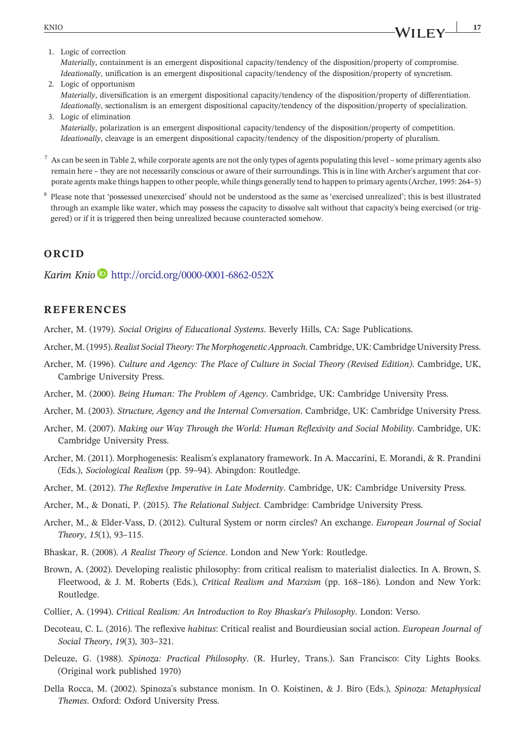1. Logic of correction
   *Materially*, containment is an emergent dispositional capacity/tendency of the disposition/property of compromise. *Ideationally*, unification is an emergent dispositional capacity/tendency of the disposition/property of syncretism.
2. Logic of opportunism
   *Materially*, diversification is an emergent dispositional capacity/tendency of the disposition/property of differentiation. *Ideationally*, sectionalism is an emergent dispositional capacity/tendency of the disposition/property of specialization.
3. Logic of elimination
   *Materially*, polarization is an emergent dispositional capacity/tendency of the disposition/property of competition. *Ideationally*, cleavage is an emergent dispositional capacity/tendency of the disposition/property of pluralism.

[7] As can be seen in Table 2, while corporate agents are not the only types of agents populating this level – some primary agents also remain here – they are not necessarily conscious or aware of their surroundings. This is in line with Archer's argument that corporate agents make things happen to other people, while things generally tend to happen to primary agents (Archer, 1995: 264–5)

[8] Please note that 'possessed unexercised' should not be understood as the same as 'exercised unrealized'; this is best illustrated through an example like water, which may possess the capacity to dissolve salt without that capacity's being exercised (or triggered) or if it is triggered then being unrealized because counteracted somehow.

## ORCID

*Karim Knio* http://orcid.org/0000-0001-6862-052X

## REFERENCES

Archer, M. (1979). *Social Origins of Educational Systems*. Beverly Hills, CA: Sage Publications.

Archer, M. (1995). *Realist Social Theory: The Morphogenetic Approach*. Cambridge, UK: Cambridge University Press.

Archer, M. (1996). *Culture and Agency: The Place of Culture in Social Theory (Revised Edition)*. Cambridge, UK, Cambrige University Press.

Archer, M. (2000). *Being Human: The Problem of Agency*. Cambridge, UK: Cambridge University Press.

Archer, M. (2003). *Structure, Agency and the Internal Conversation*. Cambridge, UK: Cambridge University Press.

Archer, M. (2007). *Making our Way Through the World: Human Reflexivity and Social Mobility*. Cambridge, UK: Cambridge University Press.

Archer, M. (2011). Morphogenesis: Realism's explanatory framework. In A. Maccarini, E. Morandi, & R. Prandini (Eds.), *Sociological Realism* (pp. 59–94). Abingdon: Routledge.

Archer, M. (2012). *The Reflexive Imperative in Late Modernity*. Cambridge, UK: Cambridge University Press.

Archer, M., & Donati, P. (2015). *The Relational Subject*. Cambridge: Cambridge University Press.

Archer, M., & Elder-Vass, D. (2012). Cultural System or norm circles? An exchange. *European Journal of Social Theory*, *15*(1), 93–115.

Bhaskar, R. (2008). *A Realist Theory of Science*. London and New York: Routledge.

Brown, A. (2002). Developing realistic philosophy: from critical realism to materialist dialectics. In A. Brown, S. Fleetwood, & J. M. Roberts (Eds.), *Critical Realism and Marxism* (pp. 168–186). London and New York: Routledge.

Collier, A. (1994). *Critical Realism: An Introduction to Roy Bhaskar's Philosophy*. London: Verso.

Decoteau, C. L. (2016). The reflexive *habitus*: Critical realist and Bourdieusian social action. *European Journal of Social Theory*, *19*(3), 303–321.

Deleuze, G. (1988). *Spinoza: Practical Philosophy*. (R. Hurley, Trans.). San Francisco: City Lights Books. (Original work published 1970)

Della Rocca, M. (2002). Spinoza's substance monism. In O. Koistinen, & J. Biro (Eds.), *Spinoza: Metaphysical Themes*. Oxford: Oxford University Press.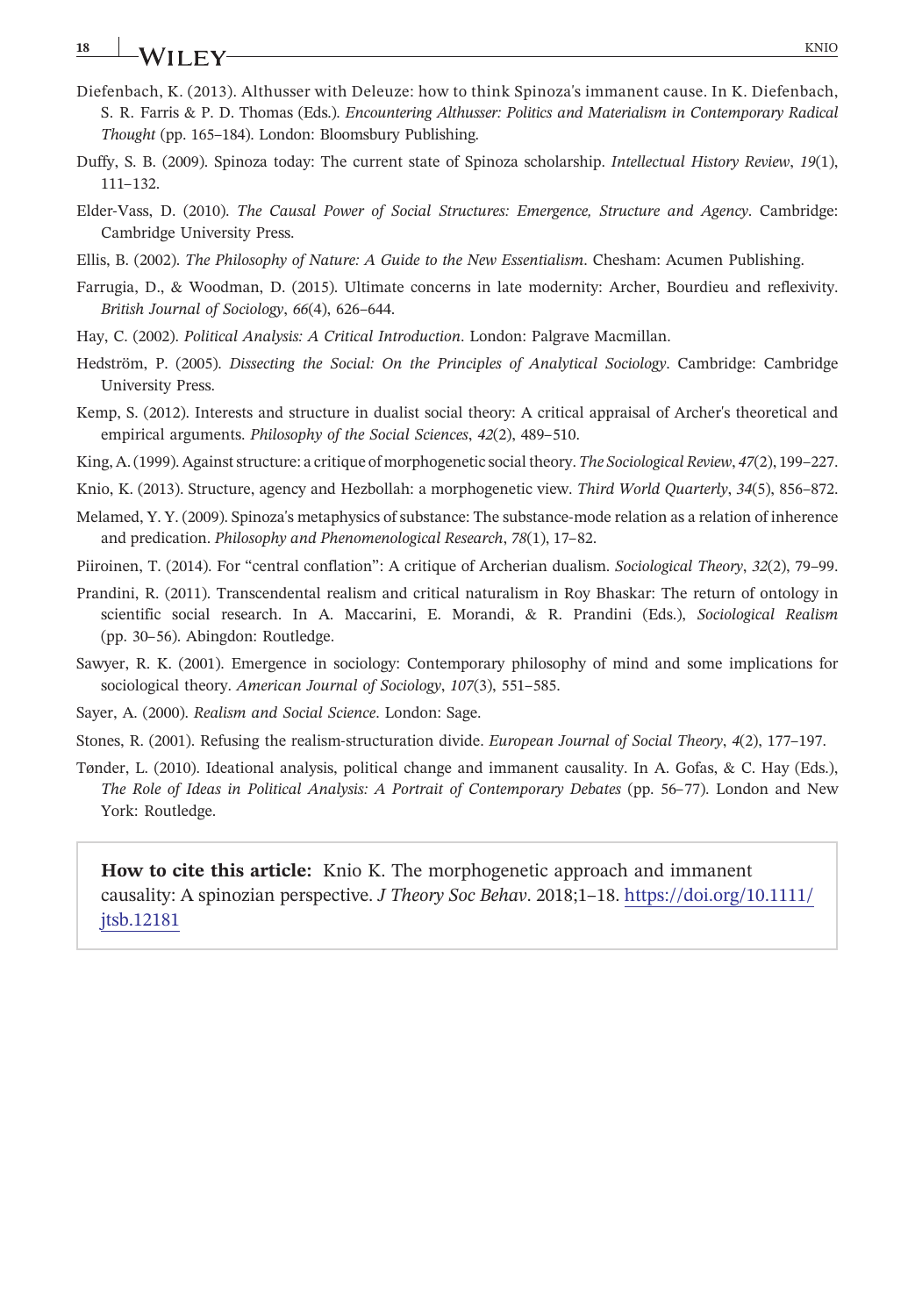Diefenbach, K. (2013). Althusser with Deleuze: how to think Spinoza's immanent cause. In K. Diefenbach, S. R. Farris & P. D. Thomas (Eds.). *Encountering Althusser: Politics and Materialism in Contemporary Radical Thought* (pp. 165–184). London: Bloomsbury Publishing.

Duffy, S. B. (2009). Spinoza today: The current state of Spinoza scholarship. *Intellectual History Review*, *19*(1), 111–132.

Elder-Vass, D. (2010). *The Causal Power of Social Structures: Emergence, Structure and Agency*. Cambridge: Cambridge University Press.

Ellis, B. (2002). *The Philosophy of Nature: A Guide to the New Essentialism*. Chesham: Acumen Publishing.

Farrugia, D., & Woodman, D. (2015). Ultimate concerns in late modernity: Archer, Bourdieu and reflexivity. *British Journal of Sociology*, *66*(4), 626–644.

Hay, C. (2002). *Political Analysis: A Critical Introduction*. London: Palgrave Macmillan.

Hedström, P. (2005). *Dissecting the Social: On the Principles of Analytical Sociology*. Cambridge: Cambridge University Press.

Kemp, S. (2012). Interests and structure in dualist social theory: A critical appraisal of Archer's theoretical and empirical arguments. *Philosophy of the Social Sciences*, *42*(2), 489–510.

King, A. (1999). Against structure: a critique of morphogenetic social theory. *The Sociological Review*, *47*(2), 199–227.

Knio, K. (2013). Structure, agency and Hezbollah: a morphogenetic view. *Third World Quarterly*, *34*(5), 856–872.

Melamed, Y. Y. (2009). Spinoza's metaphysics of substance: The substance-mode relation as a relation of inherence and predication. *Philosophy and Phenomenological Research*, *78*(1), 17–82.

Piiroinen, T. (2014). For "central conflation": A critique of Archerian dualism. *Sociological Theory*, *32*(2), 79–99.

Prandini, R. (2011). Transcendental realism and critical naturalism in Roy Bhaskar: The return of ontology in scientific social research. In A. Maccarini, E. Morandi, & R. Prandini (Eds.), *Sociological Realism* (pp. 30–56). Abingdon: Routledge.

Sawyer, R. K. (2001). Emergence in sociology: Contemporary philosophy of mind and some implications for sociological theory. *American Journal of Sociology*, *107*(3), 551–585.

Sayer, A. (2000). *Realism and Social Science*. London: Sage.

Stones, R. (2001). Refusing the realism-structuration divide. *European Journal of Social Theory*, *4*(2), 177–197.

Tønder, L. (2010). Ideational analysis, political change and immanent causality. In A. Gofas, & C. Hay (Eds.), *The Role of Ideas in Political Analysis: A Portrait of Contemporary Debates* (pp. 56–77). London and New York: Routledge.

**How to cite this article:** Knio K. The morphogenetic approach and immanent causality: A spinozian perspective. *J Theory Soc Behav*. 2018;1–18. https://doi.org/10.1111/jtsb.12181